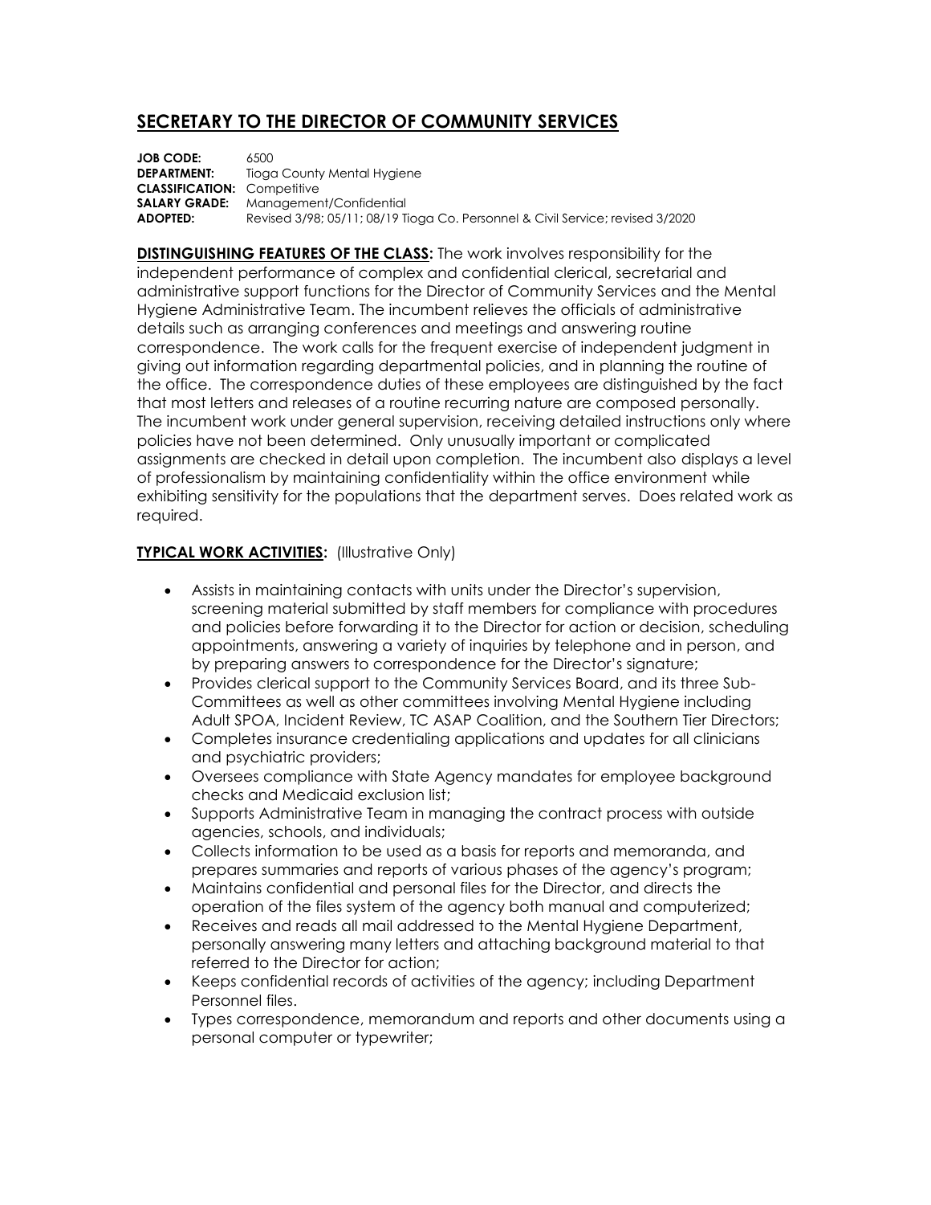# SECRETARY TO THE DIRECTOR OF COMMUNITY SERVICES

**JOB CODE:** 6500
**DEPARTMENT:** Tioga County Mental Hygiene
**CLASSIFICATION:** Competitive
**SALARY GRADE:** Management/Confidential
**ADOPTED:** Revised 3/98; 05/11; 08/19 Tioga Co. Personnel & Civil Service; revised 3/2020

**DISTINGUISHING FEATURES OF THE CLASS:** The work involves responsibility for the independent performance of complex and confidential clerical, secretarial and administrative support functions for the Director of Community Services and the Mental Hygiene Administrative Team. The incumbent relieves the officials of administrative details such as arranging conferences and meetings and answering routine correspondence. The work calls for the frequent exercise of independent judgment in giving out information regarding departmental policies, and in planning the routine of the office. The correspondence duties of these employees are distinguished by the fact that most letters and releases of a routine recurring nature are composed personally. The incumbent work under general supervision, receiving detailed instructions only where policies have not been determined. Only unusually important or complicated assignments are checked in detail upon completion. The incumbent also displays a level of professionalism by maintaining confidentiality within the office environment while exhibiting sensitivity for the populations that the department serves. Does related work as required.

**TYPICAL WORK ACTIVITIES:** (Illustrative Only)

- Assists in maintaining contacts with units under the Director's supervision, screening material submitted by staff members for compliance with procedures and policies before forwarding it to the Director for action or decision, scheduling appointments, answering a variety of inquiries by telephone and in person, and by preparing answers to correspondence for the Director's signature;
- Provides clerical support to the Community Services Board, and its three Sub-Committees as well as other committees involving Mental Hygiene including Adult SPOA, Incident Review, TC ASAP Coalition, and the Southern Tier Directors;
- Completes insurance credentialing applications and updates for all clinicians and psychiatric providers;
- Oversees compliance with State Agency mandates for employee background checks and Medicaid exclusion list;
- Supports Administrative Team in managing the contract process with outside agencies, schools, and individuals;
- Collects information to be used as a basis for reports and memoranda, and prepares summaries and reports of various phases of the agency's program;
- Maintains confidential and personal files for the Director, and directs the operation of the files system of the agency both manual and computerized;
- Receives and reads all mail addressed to the Mental Hygiene Department, personally answering many letters and attaching background material to that referred to the Director for action;
- Keeps confidential records of activities of the agency; including Department Personnel files.
- Types correspondence, memorandum and reports and other documents using a personal computer or typewriter;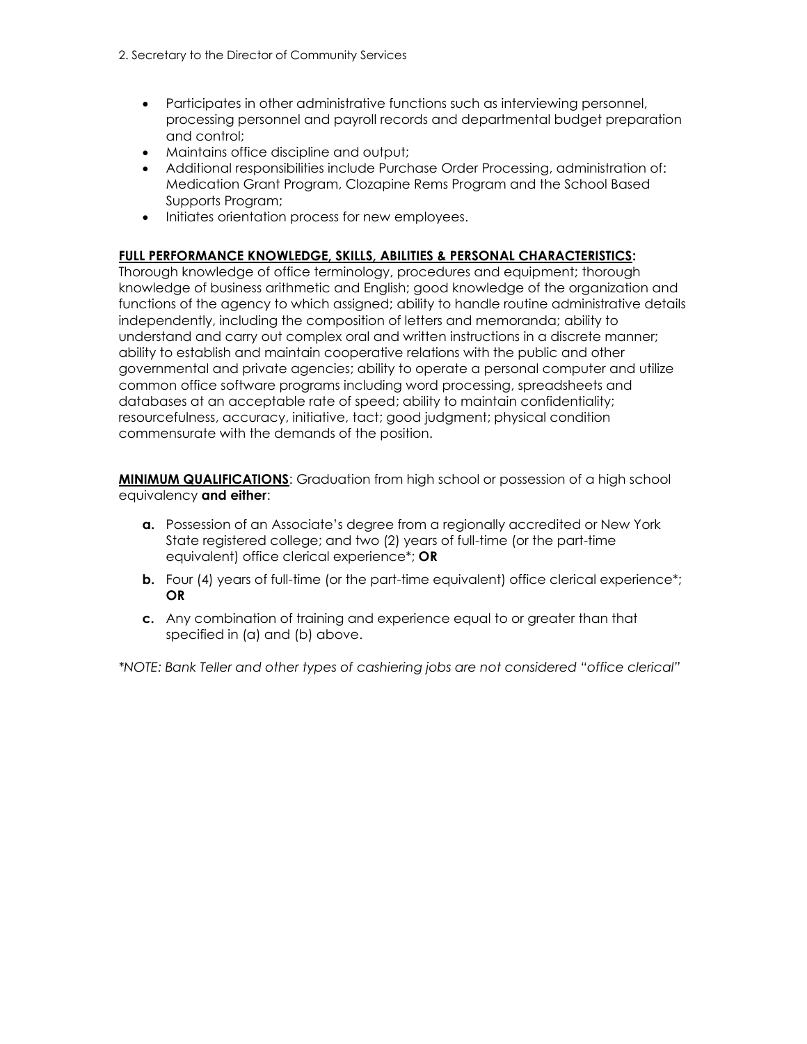- Participates in other administrative functions such as interviewing personnel, processing personnel and payroll records and departmental budget preparation and control;
- Maintains office discipline and output;
- Additional responsibilities include Purchase Order Processing, administration of: Medication Grant Program, Clozapine Rems Program and the School Based Supports Program;
- Initiates orientation process for new employees.

**FULL PERFORMANCE KNOWLEDGE, SKILLS, ABILITIES & PERSONAL CHARACTERISTICS:**
Thorough knowledge of office terminology, procedures and equipment; thorough knowledge of business arithmetic and English; good knowledge of the organization and functions of the agency to which assigned; ability to handle routine administrative details independently, including the composition of letters and memoranda; ability to understand and carry out complex oral and written instructions in a discrete manner; ability to establish and maintain cooperative relations with the public and other governmental and private agencies; ability to operate a personal computer and utilize common office software programs including word processing, spreadsheets and databases at an acceptable rate of speed; ability to maintain confidentiality; resourcefulness, accuracy, initiative, tact; good judgment; physical condition commensurate with the demands of the position.

**MINIMUM QUALIFICATIONS**: Graduation from high school or possession of a high school equivalency **and either**:

- **a.** Possession of an Associate's degree from a regionally accredited or New York State registered college; and two (2) years of full-time (or the part-time equivalent) office clerical experience*; **OR**
- **b.** Four (4) years of full-time (or the part-time equivalent) office clerical experience*; **OR**
- **c.** Any combination of training and experience equal to or greater than that specified in (a) and (b) above.

*\*NOTE: Bank Teller and other types of cashiering jobs are not considered "office clerical"*